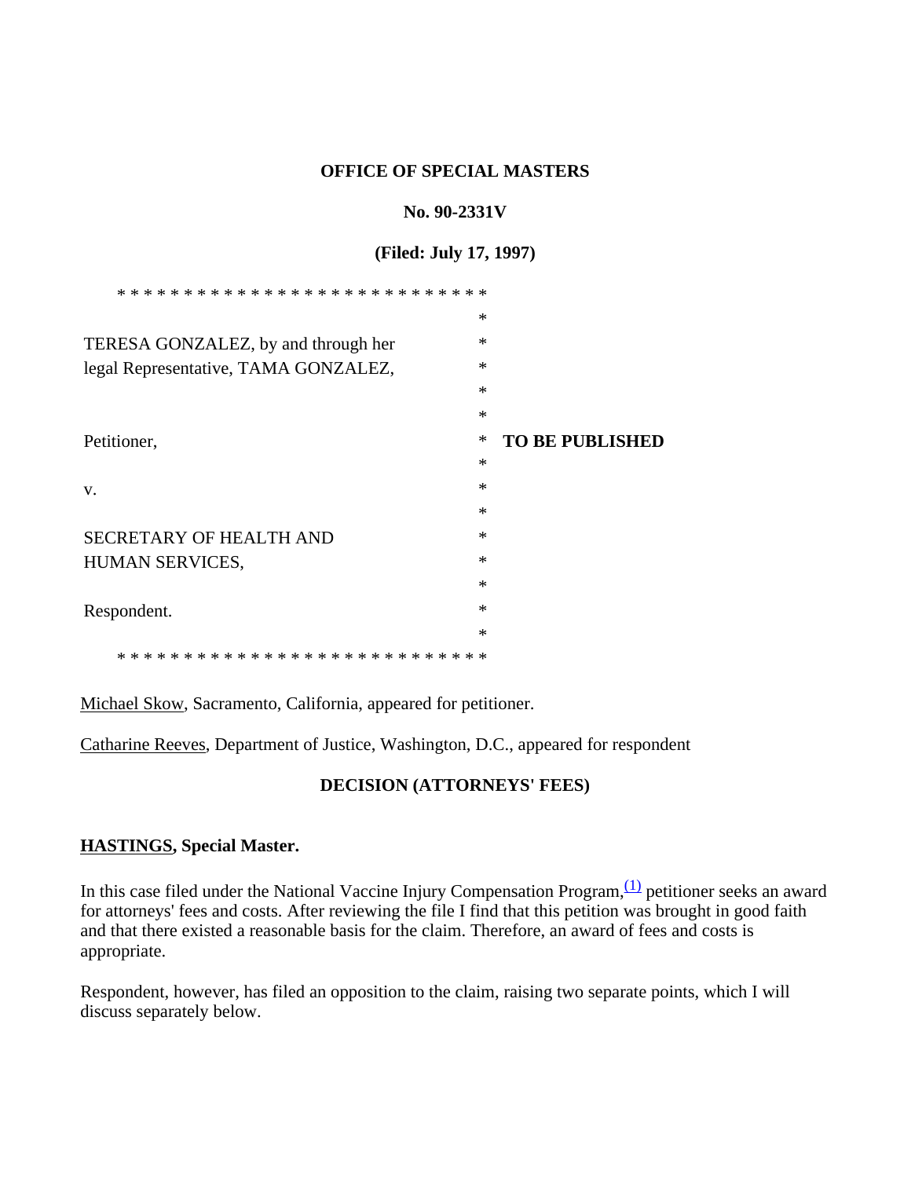**OFFICE OF SPECIAL MASTERS**

**No. 90-2331V**

**(Filed: July 17, 1997)**

TERESA GONZALEZ, by and through her legal Representative, TAMA GONZALEZ,

Petitioner,

v.

SECRETARY OF HEALTH AND HUMAN SERVICES,

Respondent.

**TO BE PUBLISHED**

Michael Skow, Sacramento, California, appeared for petitioner.

Catharine Reeves, Department of Justice, Washington, D.C., appeared for respondent

**DECISION (ATTORNEYS' FEES)**

**HASTINGS, Special Master.**

In this case filed under the National Vaccine Injury Compensation Program,[1] petitioner seeks an award for attorneys' fees and costs. After reviewing the file I find that this petition was brought in good faith and that there existed a reasonable basis for the claim. Therefore, an award of fees and costs is appropriate.

Respondent, however, has filed an opposition to the claim, raising two separate points, which I will discuss separately below.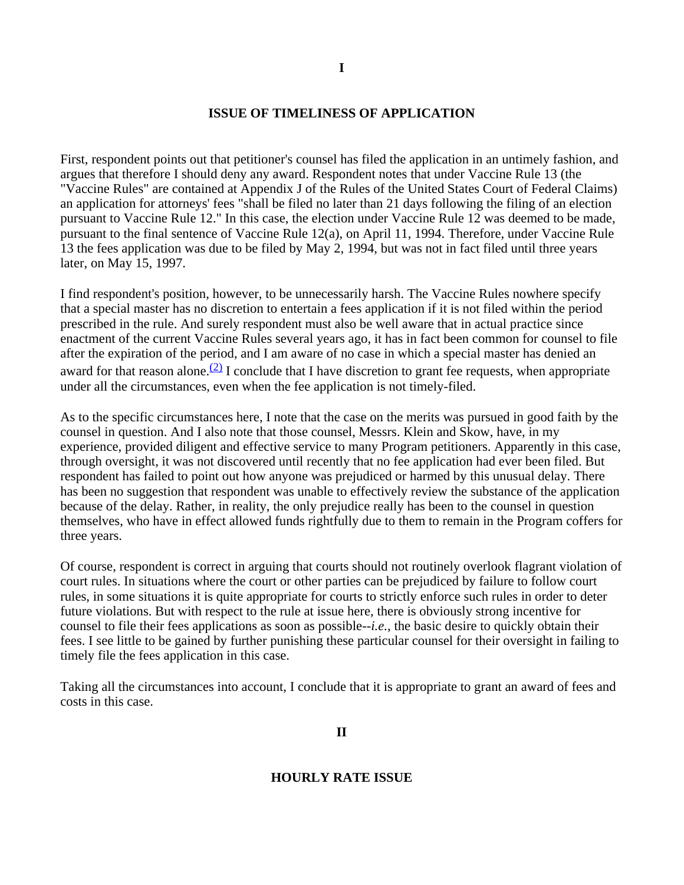**I**

**ISSUE OF TIMELINESS OF APPLICATION**

First, respondent points out that petitioner's counsel has filed the application in an untimely fashion, and argues that therefore I should deny any award. Respondent notes that under Vaccine Rule 13 (the "Vaccine Rules" are contained at Appendix J of the Rules of the United States Court of Federal Claims) an application for attorneys' fees "shall be filed no later than 21 days following the filing of an election pursuant to Vaccine Rule 12." In this case, the election under Vaccine Rule 12 was deemed to be made, pursuant to the final sentence of Vaccine Rule 12(a), on April 11, 1994. Therefore, under Vaccine Rule 13 the fees application was due to be filed by May 2, 1994, but was not in fact filed until three years later, on May 15, 1997.

I find respondent's position, however, to be unnecessarily harsh. The Vaccine Rules nowhere specify that a special master has no discretion to entertain a fees application if it is not filed within the period prescribed in the rule. And surely respondent must also be well aware that in actual practice since enactment of the current Vaccine Rules several years ago, it has in fact been common for counsel to file after the expiration of the period, and I am aware of no case in which a special master has denied an award for that reason alone.[(2)] I conclude that I have discretion to grant fee requests, when appropriate under all the circumstances, even when the fee application is not timely-filed.

As to the specific circumstances here, I note that the case on the merits was pursued in good faith by the counsel in question. And I also note that those counsel, Messrs. Klein and Skow, have, in my experience, provided diligent and effective service to many Program petitioners. Apparently in this case, through oversight, it was not discovered until recently that no fee application had ever been filed. But respondent has failed to point out how anyone was prejudiced or harmed by this unusual delay. There has been no suggestion that respondent was unable to effectively review the substance of the application because of the delay. Rather, in reality, the only prejudice really has been to the counsel in question themselves, who have in effect allowed funds rightfully due to them to remain in the Program coffers for three years.

Of course, respondent is correct in arguing that courts should not routinely overlook flagrant violation of court rules. In situations where the court or other parties can be prejudiced by failure to follow court rules, in some situations it is quite appropriate for courts to strictly enforce such rules in order to deter future violations. But with respect to the rule at issue here, there is obviously strong incentive for counsel to file their fees applications as soon as possible--*i.e.*, the basic desire to quickly obtain their fees. I see little to be gained by further punishing these particular counsel for their oversight in failing to timely file the fees application in this case.

Taking all the circumstances into account, I conclude that it is appropriate to grant an award of fees and costs in this case.

**II**

**HOURLY RATE ISSUE**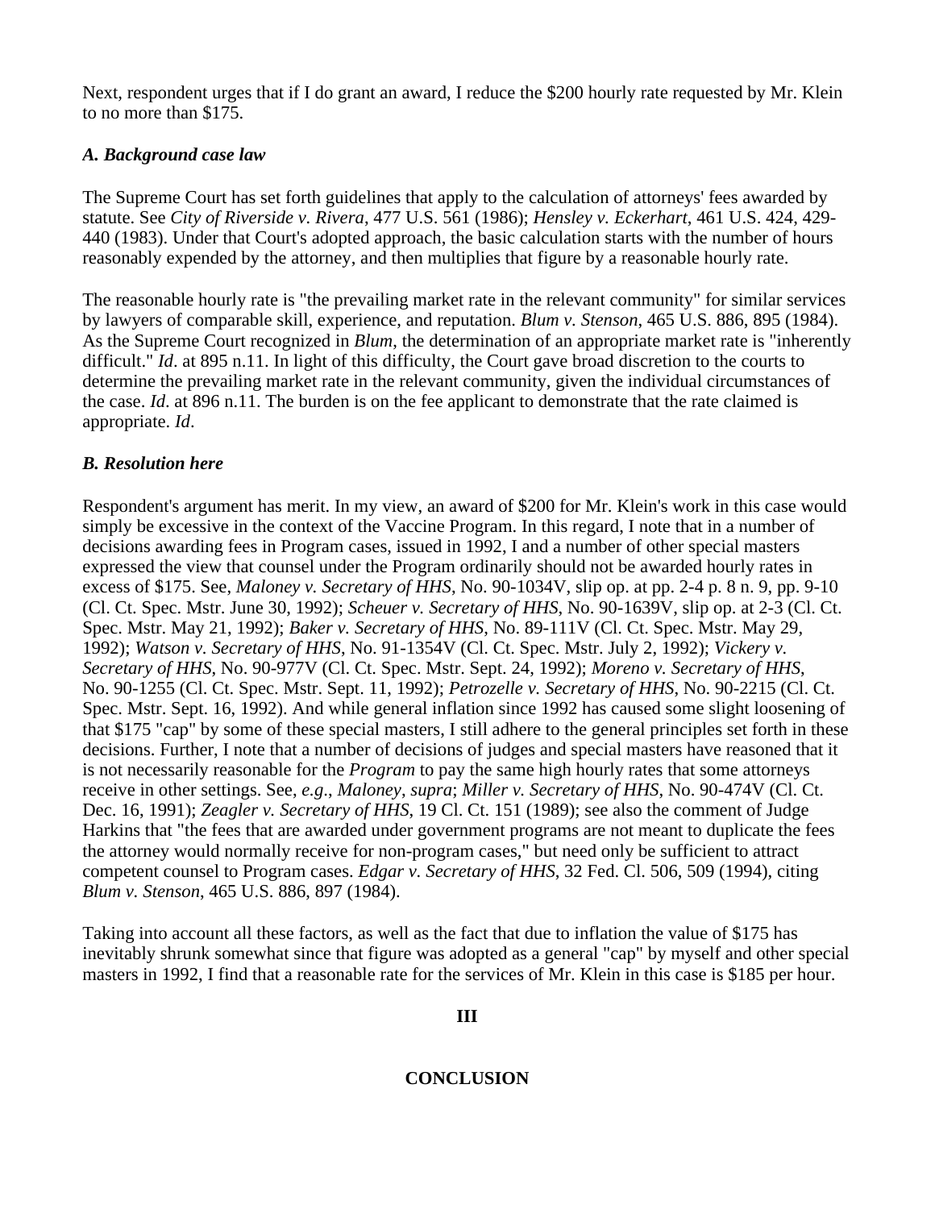Next, respondent urges that if I do grant an award, I reduce the $200 hourly rate requested by Mr. Klein to no more than $175.

### *A. Background case law*

The Supreme Court has set forth guidelines that apply to the calculation of attorneys' fees awarded by statute. See *City of Riverside v. Rivera*, 477 U.S. 561 (1986); *Hensley v. Eckerhart*, 461 U.S. 424, 429-440 (1983). Under that Court's adopted approach, the basic calculation starts with the number of hours reasonably expended by the attorney, and then multiplies that figure by a reasonable hourly rate.

The reasonable hourly rate is "the prevailing market rate in the relevant community" for similar services by lawyers of comparable skill, experience, and reputation. *Blum v. Stenson*, 465 U.S. 886, 895 (1984). As the Supreme Court recognized in *Blum*, the determination of an appropriate market rate is "inherently difficult." *Id*. at 895 n.11. In light of this difficulty, the Court gave broad discretion to the courts to determine the prevailing market rate in the relevant community, given the individual circumstances of the case. *Id*. at 896 n.11. The burden is on the fee applicant to demonstrate that the rate claimed is appropriate. *Id*.

### *B. Resolution here*

Respondent's argument has merit. In my view, an award of $200 for Mr. Klein's work in this case would simply be excessive in the context of the Vaccine Program. In this regard, I note that in a number of decisions awarding fees in Program cases, issued in 1992, I and a number of other special masters expressed the view that counsel under the Program ordinarily should not be awarded hourly rates in excess of $175. See, *Maloney v. Secretary of HHS*, No. 90-1034V, slip op. at pp. 2-4 p. 8 n. 9, pp. 9-10 (Cl. Ct. Spec. Mstr. June 30, 1992); *Scheuer v. Secretary of HHS*, No. 90-1639V, slip op. at 2-3 (Cl. Ct. Spec. Mstr. May 21, 1992); *Baker v. Secretary of HHS*, No. 89-111V (Cl. Ct. Spec. Mstr. May 29, 1992); *Watson v. Secretary of HHS*, No. 91-1354V (Cl. Ct. Spec. Mstr. July 2, 1992); *Vickery v. Secretary of HHS*, No. 90-977V (Cl. Ct. Spec. Mstr. Sept. 24, 1992); *Moreno v. Secretary of HHS*, No. 90-1255 (Cl. Ct. Spec. Mstr. Sept. 11, 1992); *Petrozelle v. Secretary of HHS*, No. 90-2215 (Cl. Ct. Spec. Mstr. Sept. 16, 1992). And while general inflation since 1992 has caused some slight loosening of that $175 "cap" by some of these special masters, I still adhere to the general principles set forth in these decisions. Further, I note that a number of decisions of judges and special masters have reasoned that it is not necessarily reasonable for the *Program* to pay the same high hourly rates that some attorneys receive in other settings. See, *e.g*., *Maloney*, *supra*; *Miller v. Secretary of HHS*, No. 90-474V (Cl. Ct. Dec. 16, 1991); *Zeagler v. Secretary of HHS*, 19 Cl. Ct. 151 (1989); see also the comment of Judge Harkins that "the fees that are awarded under government programs are not meant to duplicate the fees the attorney would normally receive for non-program cases," but need only be sufficient to attract competent counsel to Program cases. *Edgar v. Secretary of HHS*, 32 Fed. Cl. 506, 509 (1994), citing *Blum v. Stenson*, 465 U.S. 886, 897 (1984).

Taking into account all these factors, as well as the fact that due to inflation the value of $175 has inevitably shrunk somewhat since that figure was adopted as a general "cap" by myself and other special masters in 1992, I find that a reasonable rate for the services of Mr. Klein in this case is $185 per hour.

## III

## CONCLUSION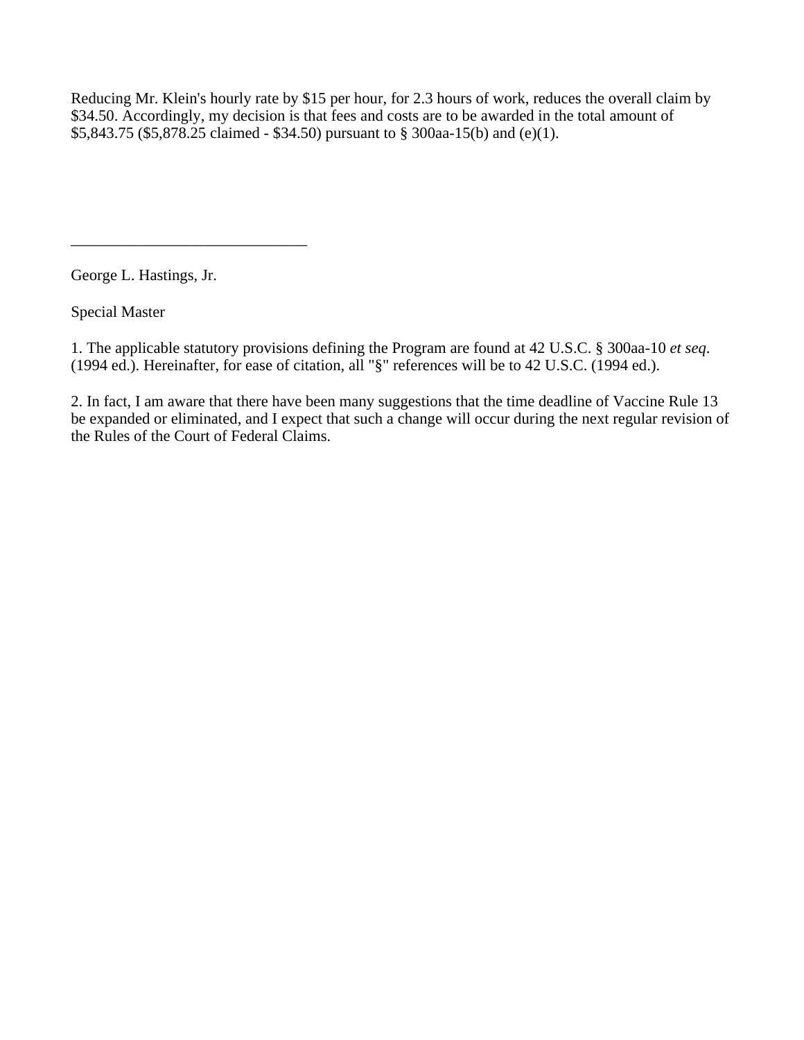Reducing Mr. Klein's hourly rate by $15 per hour, for 2.3 hours of work, reduces the overall claim by $34.50. Accordingly, my decision is that fees and costs are to be awarded in the total amount of $5,843.75 ($5,878.25 claimed - $34.50) pursuant to § 300aa-15(b) and (e)(1).

______________________________

George L. Hastings, Jr.

Special Master

1. The applicable statutory provisions defining the Program are found at 42 U.S.C. § 300aa-10 *et seq*. (1994 ed.). Hereinafter, for ease of citation, all "§" references will be to 42 U.S.C. (1994 ed.).

2. In fact, I am aware that there have been many suggestions that the time deadline of Vaccine Rule 13 be expanded or eliminated, and I expect that such a change will occur during the next regular revision of the Rules of the Court of Federal Claims.